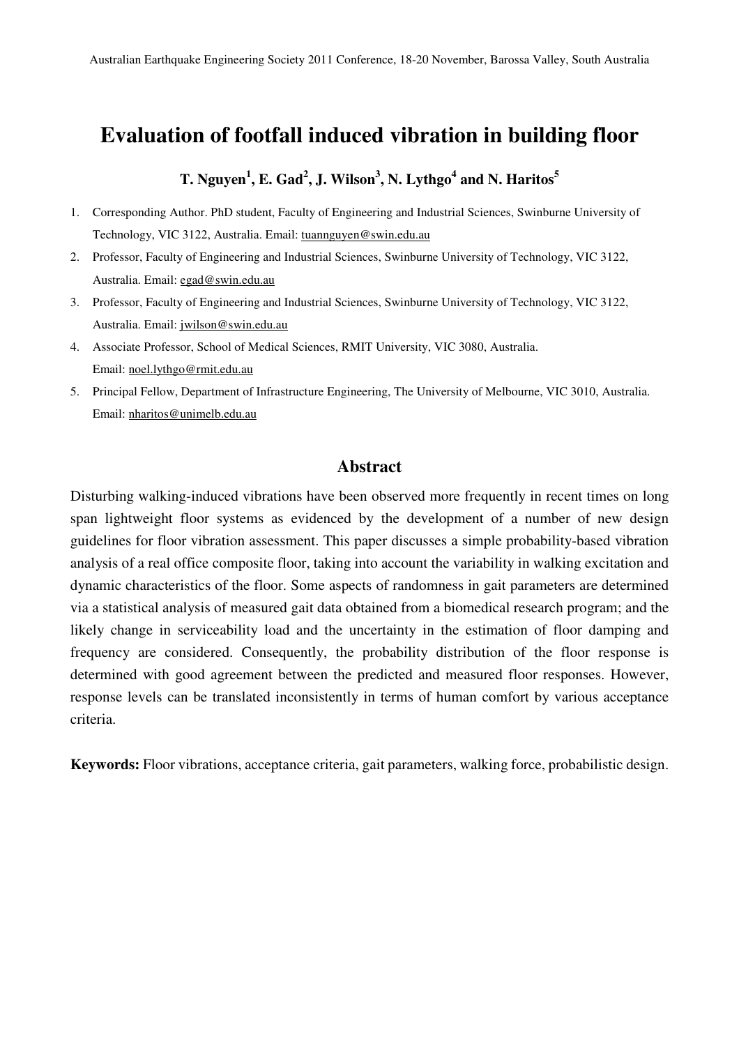# Evaluation of footfall induced vibration in building floor

**T. Nguyen[1], E. Gad[2], J. Wilson[3], N. Lythgo[4] and N. Haritos[5]**

1. Corresponding Author. PhD student, Faculty of Engineering and Industrial Sciences, Swinburne University of Technology, VIC 3122, Australia. Email: tuannguyen@swin.edu.au
2. Professor, Faculty of Engineering and Industrial Sciences, Swinburne University of Technology, VIC 3122, Australia. Email: egad@swin.edu.au
3. Professor, Faculty of Engineering and Industrial Sciences, Swinburne University of Technology, VIC 3122, Australia. Email: jwilson@swin.edu.au
4. Associate Professor, School of Medical Sciences, RMIT University, VIC 3080, Australia. Email: noel.lythgo@rmit.edu.au
5. Principal Fellow, Department of Infrastructure Engineering, The University of Melbourne, VIC 3010, Australia. Email: nharitos@unimelb.edu.au

## Abstract

Disturbing walking-induced vibrations have been observed more frequently in recent times on long span lightweight floor systems as evidenced by the development of a number of new design guidelines for floor vibration assessment. This paper discusses a simple probability-based vibration analysis of a real office composite floor, taking into account the variability in walking excitation and dynamic characteristics of the floor. Some aspects of randomness in gait parameters are determined via a statistical analysis of measured gait data obtained from a biomedical research program; and the likely change in serviceability load and the uncertainty in the estimation of floor damping and frequency are considered. Consequently, the probability distribution of the floor response is determined with good agreement between the predicted and measured floor responses. However, response levels can be translated inconsistently in terms of human comfort by various acceptance criteria.

**Keywords:** Floor vibrations, acceptance criteria, gait parameters, walking force, probabilistic design.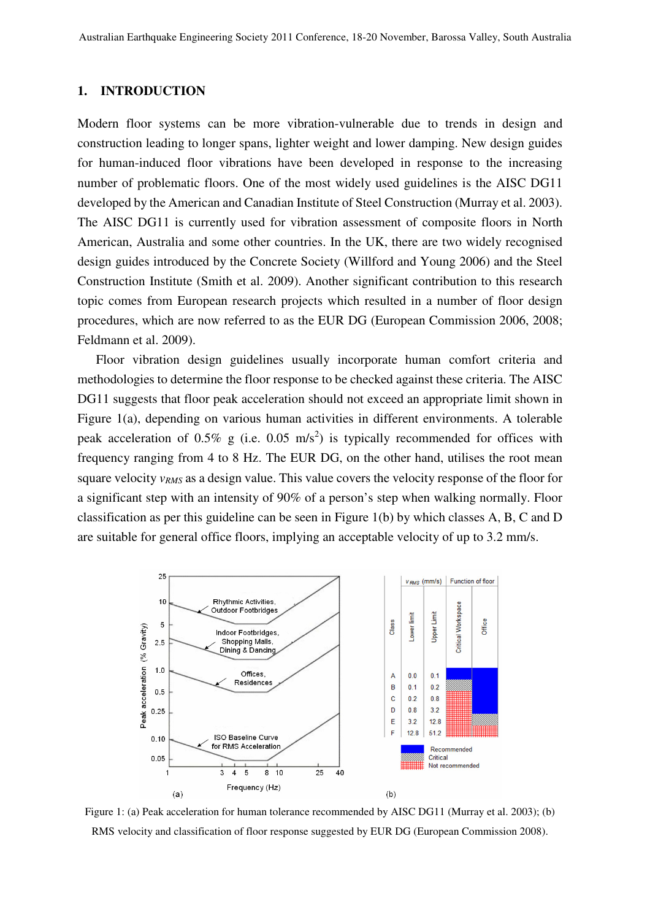## 1. INTRODUCTION

Modern floor systems can be more vibration-vulnerable due to trends in design and construction leading to longer spans, lighter weight and lower damping. New design guides for human-induced floor vibrations have been developed in response to the increasing number of problematic floors. One of the most widely used guidelines is the AISC DG11 developed by the American and Canadian Institute of Steel Construction (Murray et al. 2003). The AISC DG11 is currently used for vibration assessment of composite floors in North American, Australia and some other countries. In the UK, there are two widely recognised design guides introduced by the Concrete Society (Willford and Young 2006) and the Steel Construction Institute (Smith et al. 2009). Another significant contribution to this research topic comes from European research projects which resulted in a number of floor design procedures, which are now referred to as the EUR DG (European Commission 2006, 2008; Feldmann et al. 2009).

Floor vibration design guidelines usually incorporate human comfort criteria and methodologies to determine the floor response to be checked against these criteria. The AISC DG11 suggests that floor peak acceleration should not exceed an appropriate limit shown in Figure 1(a), depending on various human activities in different environments. A tolerable peak acceleration of 0.5% g (i.e. 0.05 m/s$^2$) is typically recommended for offices with frequency ranging from 4 to 8 Hz. The EUR DG, on the other hand, utilises the root mean square velocity $v_{RMS}$ as a design value. This value covers the velocity response of the floor for a significant step with an intensity of 90% of a person's step when walking normally. Floor classification as per this guideline can be seen in Figure 1(b) by which classes A, B, C and D are suitable for general office floors, implying an acceptable velocity of up to 3.2 mm/s.

Figure 1: (a) Peak acceleration for human tolerance recommended by AISC DG11 (Murray et al. 2003); (b) RMS velocity and classification of floor response suggested by EUR DG (European Commission 2008).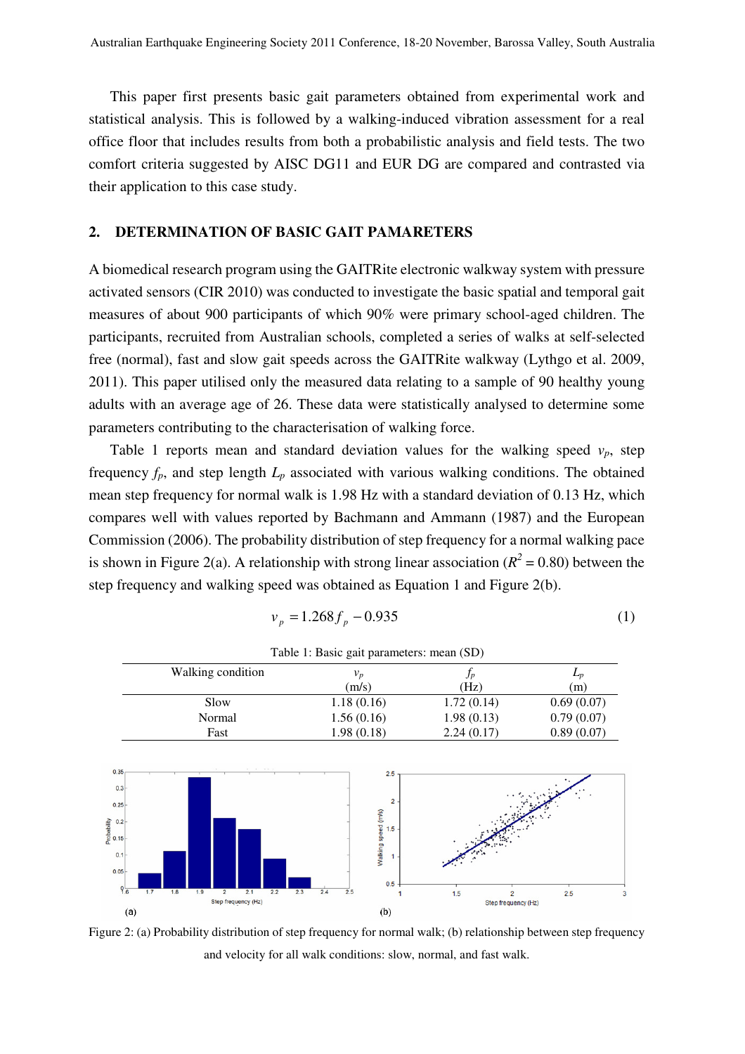This paper first presents basic gait parameters obtained from experimental work and statistical analysis. This is followed by a walking-induced vibration assessment for a real office floor that includes results from both a probabilistic analysis and field tests. The two comfort criteria suggested by AISC DG11 and EUR DG are compared and contrasted via their application to this case study.

## 2. DETERMINATION OF BASIC GAIT PAMARETERS

A biomedical research program using the GAITRite electronic walkway system with pressure activated sensors (CIR 2010) was conducted to investigate the basic spatial and temporal gait measures of about 900 participants of which 90% were primary school-aged children. The participants, recruited from Australian schools, completed a series of walks at self-selected free (normal), fast and slow gait speeds across the GAITRite walkway (Lythgo et al. 2009, 2011). This paper utilised only the measured data relating to a sample of 90 healthy young adults with an average age of 26. These data were statistically analysed to determine some parameters contributing to the characterisation of walking force.

Table 1 reports mean and standard deviation values for the walking speed $v_p$, step frequency $f_p$, and step length $L_p$ associated with various walking conditions. The obtained mean step frequency for normal walk is 1.98 Hz with a standard deviation of 0.13 Hz, which compares well with values reported by Bachmann and Ammann (1987) and the European Commission (2006). The probability distribution of step frequency for a normal walking pace is shown in Figure 2(a). A relationship with strong linear association ($R^2 = 0.80$) between the step frequency and walking speed was obtained as Equation 1 and Figure 2(b).

$$v_p = 1.268 f_p - 0.935 \tag{1}$$

Table 1: Basic gait parameters: mean (SD)

| Walking condition | $v_p$ (m/s) | $f_p$ (Hz) | $L_p$ (m) |
|---|---|---|---|
| Slow | 1.18 (0.16) | 1.72 (0.14) | 0.69 (0.07) |
| Normal | 1.56 (0.16) | 1.98 (0.13) | 0.79 (0.07) |
| Fast | 1.98 (0.18) | 2.24 (0.17) | 0.89 (0.07) |

Figure 2: (a) Probability distribution of step frequency for normal walk; (b) relationship between step frequency and velocity for all walk conditions: slow, normal, and fast walk.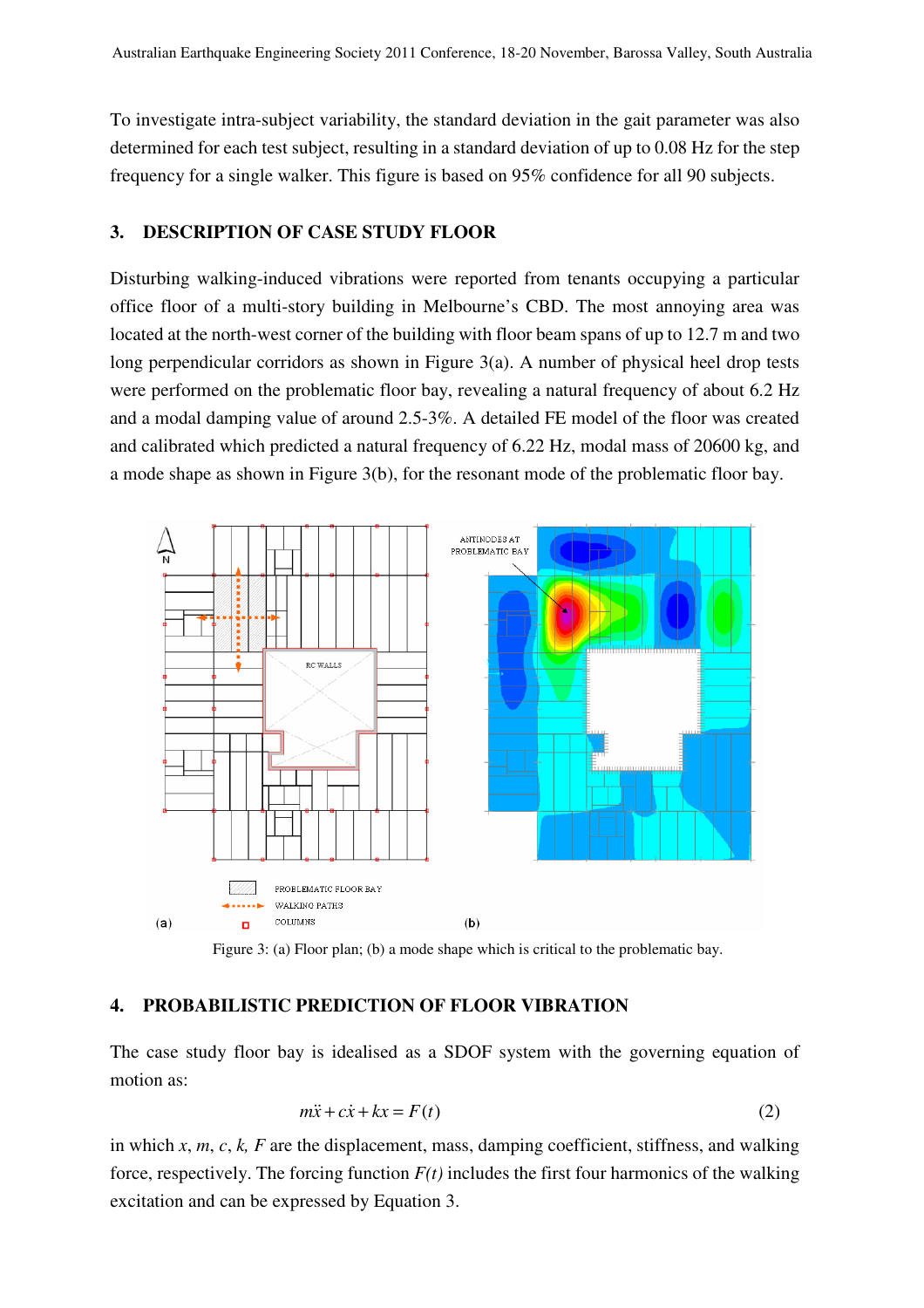To investigate intra-subject variability, the standard deviation in the gait parameter was also determined for each test subject, resulting in a standard deviation of up to 0.08 Hz for the step frequency for a single walker. This figure is based on 95% confidence for all 90 subjects.

## 3. DESCRIPTION OF CASE STUDY FLOOR

Disturbing walking-induced vibrations were reported from tenants occupying a particular office floor of a multi-story building in Melbourne's CBD. The most annoying area was located at the north-west corner of the building with floor beam spans of up to 12.7 m and two long perpendicular corridors as shown in Figure 3(a). A number of physical heel drop tests were performed on the problematic floor bay, revealing a natural frequency of about 6.2 Hz and a modal damping value of around 2.5-3%. A detailed FE model of the floor was created and calibrated which predicted a natural frequency of 6.22 Hz, modal mass of 20600 kg, and a mode shape as shown in Figure 3(b), for the resonant mode of the problematic floor bay.

Figure 3: (a) Floor plan; (b) a mode shape which is critical to the problematic bay.

## 4. PROBABILISTIC PREDICTION OF FLOOR VIBRATION

The case study floor bay is idealised as a SDOF system with the governing equation of motion as:

$$m\ddot{x} + c\dot{x} + kx = F(t) \tag{2}$$

in which $x$, $m$, $c$, $k$, $F$ are the displacement, mass, damping coefficient, stiffness, and walking force, respectively. The forcing function $F(t)$ includes the first four harmonics of the walking excitation and can be expressed by Equation 3.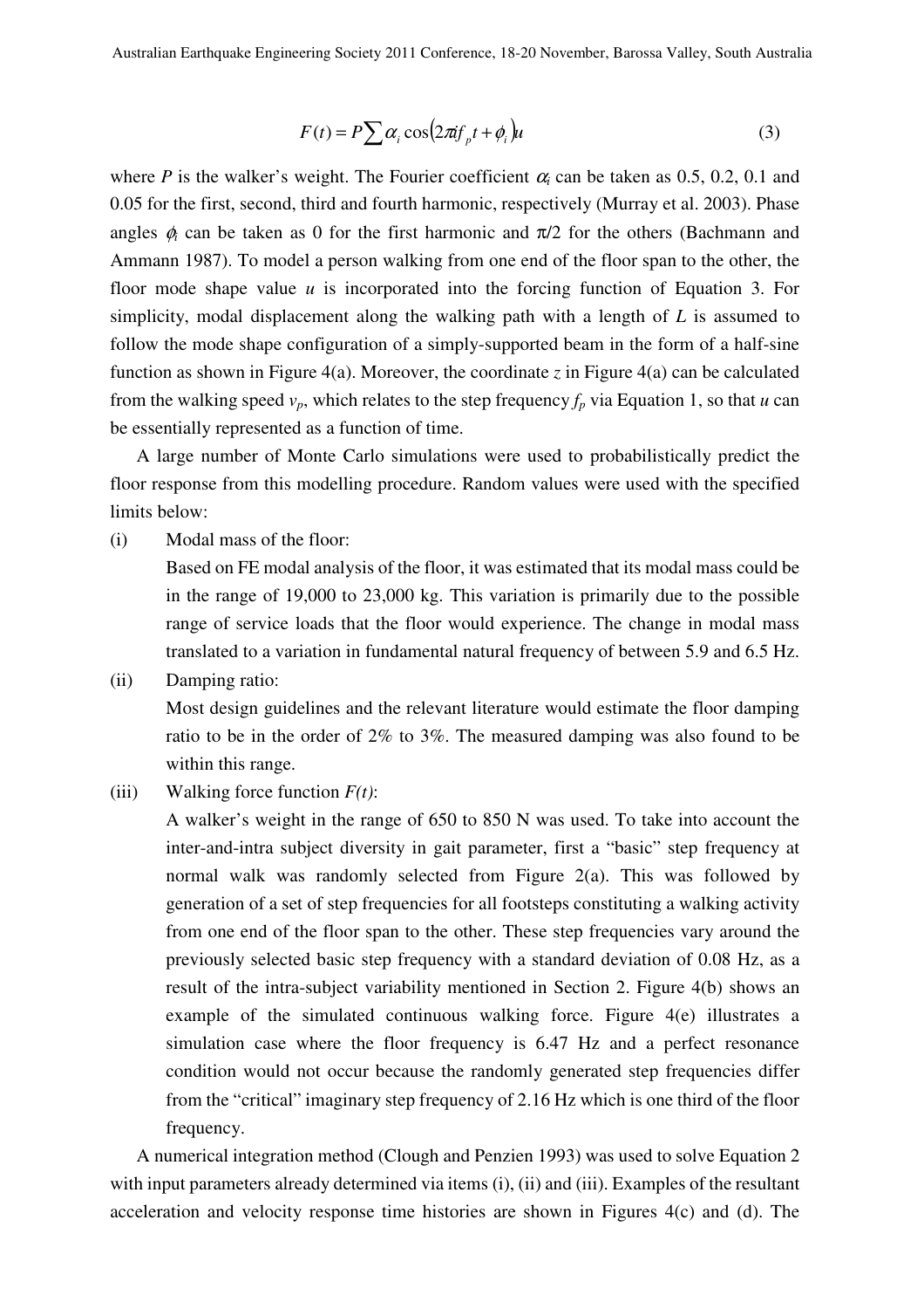$$F(t) = P\sum \alpha_i \cos\left(2\pi i f_p t + \phi_i\right)u \tag{3}$$

where $P$ is the walker's weight. The Fourier coefficient $\alpha_i$ can be taken as 0.5, 0.2, 0.1 and 0.05 for the first, second, third and fourth harmonic, respectively (Murray et al. 2003). Phase angles $\phi_i$ can be taken as 0 for the first harmonic and $\pi/2$ for the others (Bachmann and Ammann 1987). To model a person walking from one end of the floor span to the other, the floor mode shape value $u$ is incorporated into the forcing function of Equation 3. For simplicity, modal displacement along the walking path with a length of $L$ is assumed to follow the mode shape configuration of a simply-supported beam in the form of a half-sine function as shown in Figure 4(a). Moreover, the coordinate $z$ in Figure 4(a) can be calculated from the walking speed $v_p$, which relates to the step frequency $f_p$ via Equation 1, so that $u$ can be essentially represented as a function of time.

A large number of Monte Carlo simulations were used to probabilistically predict the floor response from this modelling procedure. Random values were used with the specified limits below:

(i) Modal mass of the floor:
Based on FE modal analysis of the floor, it was estimated that its modal mass could be in the range of 19,000 to 23,000 kg. This variation is primarily due to the possible range of service loads that the floor would experience. The change in modal mass translated to a variation in fundamental natural frequency of between 5.9 and 6.5 Hz.

(ii) Damping ratio:
Most design guidelines and the relevant literature would estimate the floor damping ratio to be in the order of 2% to 3%. The measured damping was also found to be within this range.

(iii) Walking force function *F(t)*:
A walker's weight in the range of 650 to 850 N was used. To take into account the inter-and-intra subject diversity in gait parameter, first a "basic" step frequency at normal walk was randomly selected from Figure 2(a). This was followed by generation of a set of step frequencies for all footsteps constituting a walking activity from one end of the floor span to the other. These step frequencies vary around the previously selected basic step frequency with a standard deviation of 0.08 Hz, as a result of the intra-subject variability mentioned in Section 2. Figure 4(b) shows an example of the simulated continuous walking force. Figure 4(e) illustrates a simulation case where the floor frequency is 6.47 Hz and a perfect resonance condition would not occur because the randomly generated step frequencies differ from the "critical" imaginary step frequency of 2.16 Hz which is one third of the floor frequency.

A numerical integration method (Clough and Penzien 1993) was used to solve Equation 2 with input parameters already determined via items (i), (ii) and (iii). Examples of the resultant acceleration and velocity response time histories are shown in Figures 4(c) and (d). The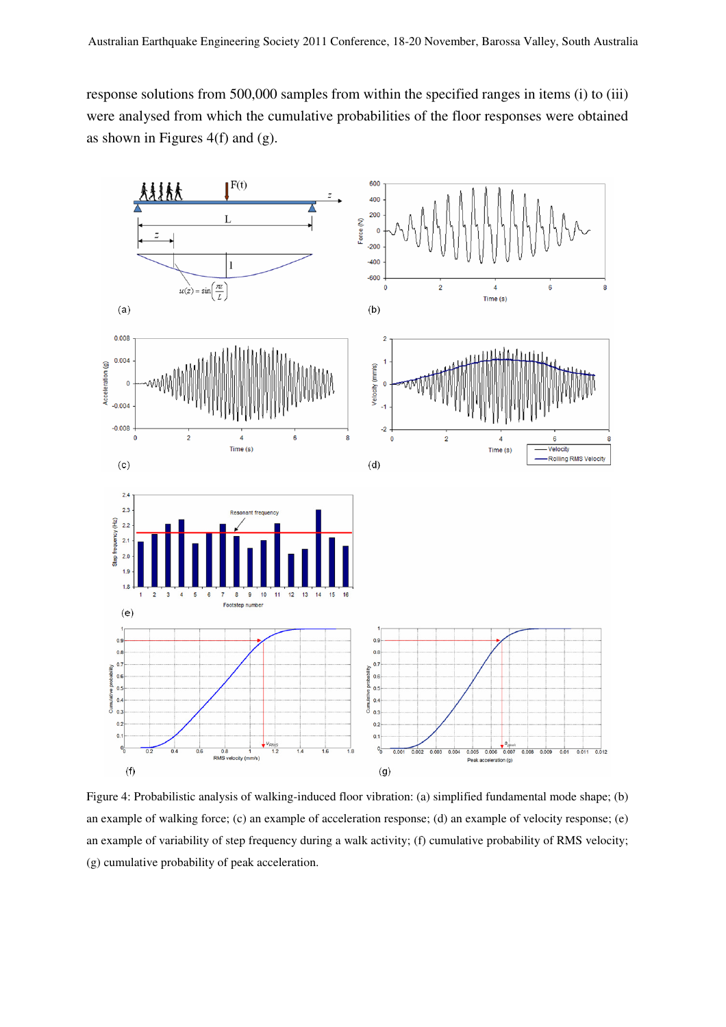response solutions from 500,000 samples from within the specified ranges in items (i) to (iii) were analysed from which the cumulative probabilities of the floor responses were obtained as shown in Figures 4(f) and (g).

Figure 4: Probabilistic analysis of walking-induced floor vibration: (a) simplified fundamental mode shape; (b) an example of walking force; (c) an example of acceleration response; (d) an example of velocity response; (e) an example of variability of step frequency during a walk activity; (f) cumulative probability of RMS velocity; (g) cumulative probability of peak acceleration.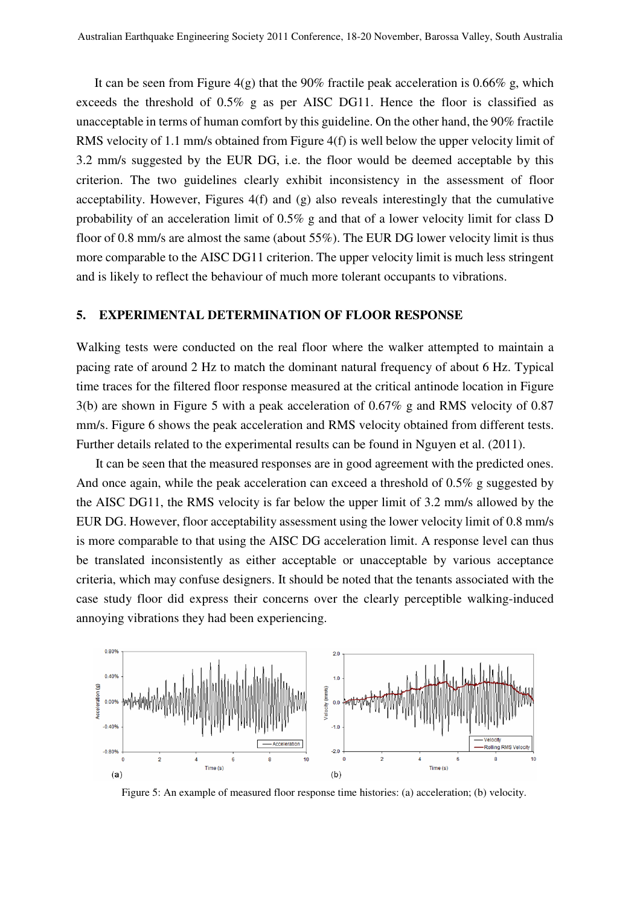It can be seen from Figure 4(g) that the 90% fractile peak acceleration is 0.66% g, which exceeds the threshold of 0.5% g as per AISC DG11. Hence the floor is classified as unacceptable in terms of human comfort by this guideline. On the other hand, the 90% fractile RMS velocity of 1.1 mm/s obtained from Figure 4(f) is well below the upper velocity limit of 3.2 mm/s suggested by the EUR DG, i.e. the floor would be deemed acceptable by this criterion. The two guidelines clearly exhibit inconsistency in the assessment of floor acceptability. However, Figures 4(f) and (g) also reveals interestingly that the cumulative probability of an acceleration limit of 0.5% g and that of a lower velocity limit for class D floor of 0.8 mm/s are almost the same (about 55%). The EUR DG lower velocity limit is thus more comparable to the AISC DG11 criterion. The upper velocity limit is much less stringent and is likely to reflect the behaviour of much more tolerant occupants to vibrations.

## 5. EXPERIMENTAL DETERMINATION OF FLOOR RESPONSE

Walking tests were conducted on the real floor where the walker attempted to maintain a pacing rate of around 2 Hz to match the dominant natural frequency of about 6 Hz. Typical time traces for the filtered floor response measured at the critical antinode location in Figure 3(b) are shown in Figure 5 with a peak acceleration of 0.67% g and RMS velocity of 0.87 mm/s. Figure 6 shows the peak acceleration and RMS velocity obtained from different tests. Further details related to the experimental results can be found in Nguyen et al. (2011).

It can be seen that the measured responses are in good agreement with the predicted ones. And once again, while the peak acceleration can exceed a threshold of 0.5% g suggested by the AISC DG11, the RMS velocity is far below the upper limit of 3.2 mm/s allowed by the EUR DG. However, floor acceptability assessment using the lower velocity limit of 0.8 mm/s is more comparable to that using the AISC DG acceleration limit. A response level can thus be translated inconsistently as either acceptable or unacceptable by various acceptance criteria, which may confuse designers. It should be noted that the tenants associated with the case study floor did express their concerns over the clearly perceptible walking-induced annoying vibrations they had been experiencing.

Figure 5: An example of measured floor response time histories: (a) acceleration; (b) velocity.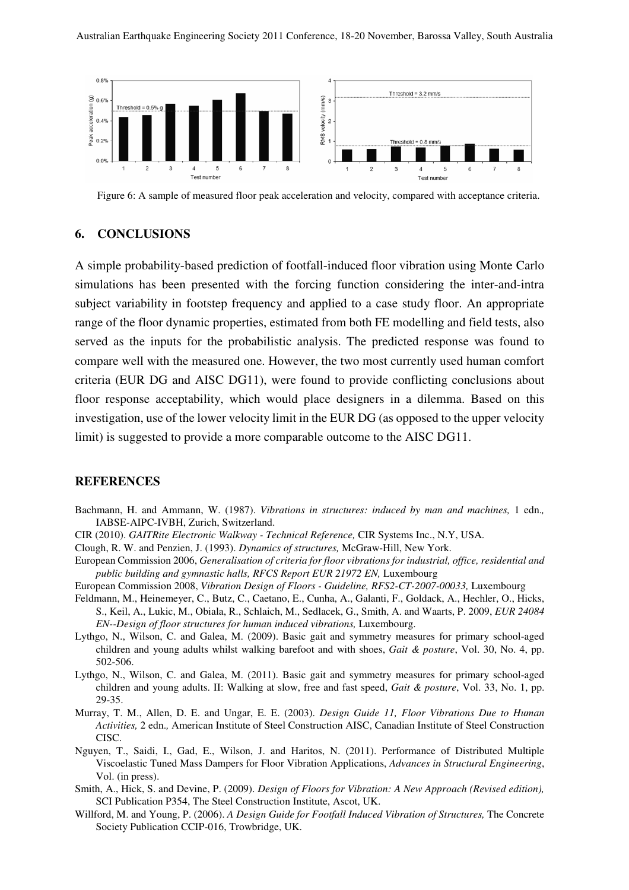0.8%
0.6%
0.4%
0.2%
0.0%
Peak acceleration (g)
Threshold = 0.5% g
1 2 3 4 5 6 7 8
Test number

4
3
2
1
0
RMS velocity (mm/s)
Threshold = 3.2 mm/s
Threshold = 0.8 mm/s
1 2 3 4 5 6 7 8
Test number

Figure 6: A sample of measured floor peak acceleration and velocity, compared with acceptance criteria.

## 6. CONCLUSIONS

A simple probability-based prediction of footfall-induced floor vibration using Monte Carlo simulations has been presented with the forcing function considering the inter-and-intra subject variability in footstep frequency and applied to a case study floor. An appropriate range of the floor dynamic properties, estimated from both FE modelling and field tests, also served as the inputs for the probabilistic analysis. The predicted response was found to compare well with the measured one. However, the two most currently used human comfort criteria (EUR DG and AISC DG11), were found to provide conflicting conclusions about floor response acceptability, which would place designers in a dilemma. Based on this investigation, use of the lower velocity limit in the EUR DG (as opposed to the upper velocity limit) is suggested to provide a more comparable outcome to the AISC DG11.

## REFERENCES

Bachmann, H. and Ammann, W. (1987). *Vibrations in structures: induced by man and machines,* 1 edn.*,* IABSE-AIPC-IVBH, Zurich, Switzerland.

CIR (2010). *GAITRite Electronic Walkway - Technical Reference,* CIR Systems Inc., N.Y, USA.

Clough, R. W. and Penzien, J. (1993). *Dynamics of structures,* McGraw-Hill, New York.

European Commission 2006, *Generalisation of criteria for floor vibrations for industrial, office, residential and public building and gymnastic halls, RFCS Report EUR 21972 EN,* Luxembourg

European Commission 2008, *Vibration Design of Floors - Guideline, RFS2-CT-2007-00033,* Luxembourg

Feldmann, M., Heinemeyer, C., Butz, C., Caetano, E., Cunha, A., Galanti, F., Goldack, A., Hechler, O., Hicks, S., Keil, A., Lukic, M., Obiala, R., Schlaich, M., Sedlacek, G., Smith, A. and Waarts, P. 2009, *EUR 24084 EN--Design of floor structures for human induced vibrations,* Luxembourg.

Lythgo, N., Wilson, C. and Galea, M. (2009). Basic gait and symmetry measures for primary school-aged children and young adults whilst walking barefoot and with shoes, *Gait & posture*, Vol. 30, No. 4, pp. 502-506.

Lythgo, N., Wilson, C. and Galea, M. (2011). Basic gait and symmetry measures for primary school-aged children and young adults. II: Walking at slow, free and fast speed, *Gait & posture*, Vol. 33, No. 1, pp. 29-35.

Murray, T. M., Allen, D. E. and Ungar, E. E. (2003). *Design Guide 11, Floor Vibrations Due to Human Activities,* 2 edn.*,* American Institute of Steel Construction AISC, Canadian Institute of Steel Construction CISC.

Nguyen, T., Saidi, I., Gad, E., Wilson, J. and Haritos, N. (2011). Performance of Distributed Multiple Viscoelastic Tuned Mass Dampers for Floor Vibration Applications, *Advances in Structural Engineering*, Vol. (in press).

Smith, A., Hick, S. and Devine, P. (2009). *Design of Floors for Vibration: A New Approach (Revised edition),* SCI Publication P354, The Steel Construction Institute, Ascot, UK.

Willford, M. and Young, P. (2006). *A Design Guide for Footfall Induced Vibration of Structures,* The Concrete Society Publication CCIP-016, Trowbridge, UK.